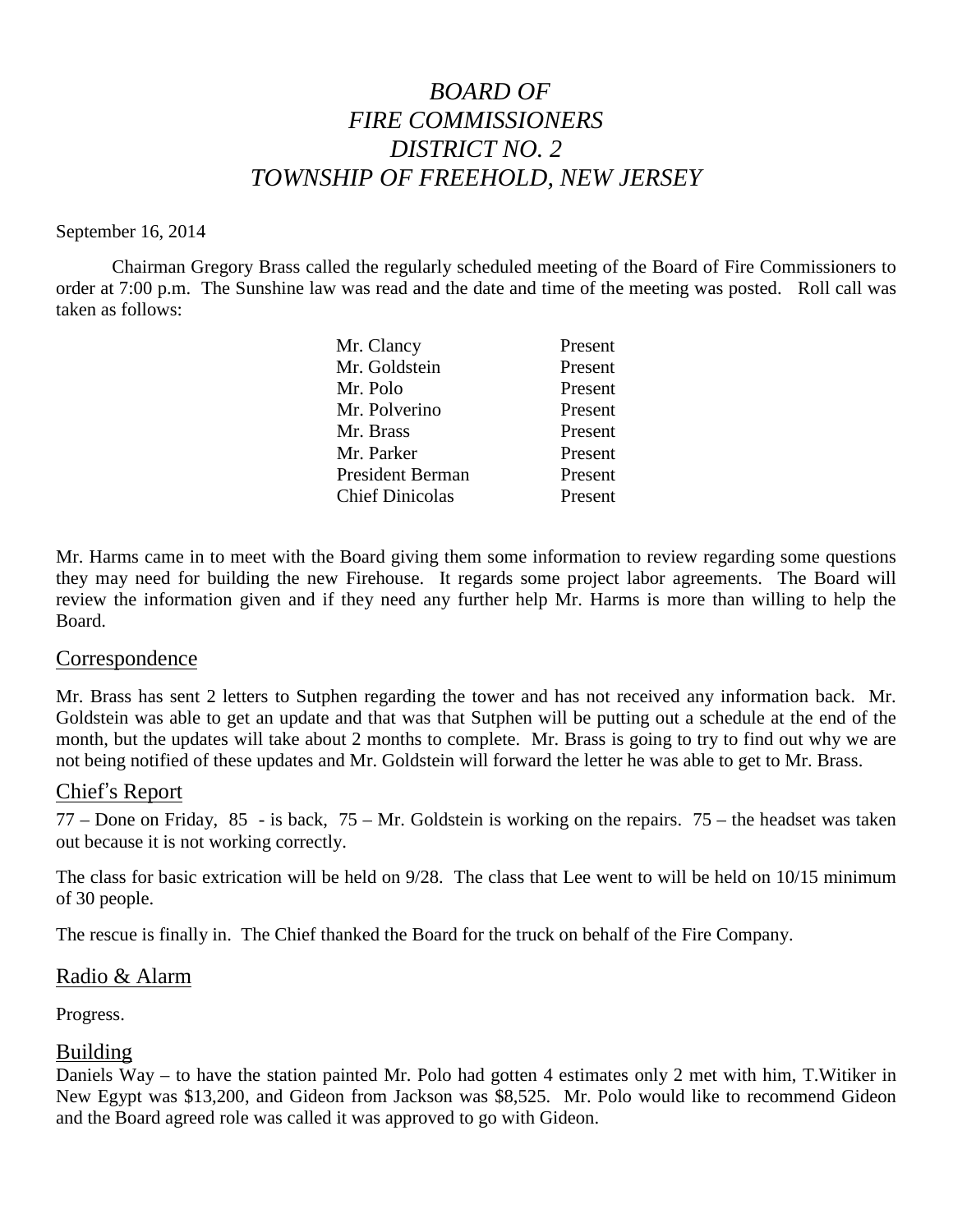# *BOARD OF FIRE COMMISSIONERS DISTRICT NO. 2 TOWNSHIP OF FREEHOLD, NEW JERSEY*

September 16, 2014

Chairman Gregory Brass called the regularly scheduled meeting of the Board of Fire Commissioners to order at 7:00 p.m. The Sunshine law was read and the date and time of the meeting was posted. Roll call was taken as follows:

| | |
|---|---|
| Mr. Clancy | Present |
| Mr. Goldstein | Present |
| Mr. Polo | Present |
| Mr. Polverino | Present |
| Mr. Brass | Present |
| Mr. Parker | Present |
| President Berman | Present |
| Chief Dinicolas | Present |

Mr. Harms came in to meet with the Board giving them some information to review regarding some questions they may need for building the new Firehouse. It regards some project labor agreements. The Board will review the information given and if they need any further help Mr. Harms is more than willing to help the Board.

## Correspondence

Mr. Brass has sent 2 letters to Sutphen regarding the tower and has not received any information back. Mr. Goldstein was able to get an update and that was that Sutphen will be putting out a schedule at the end of the month, but the updates will take about 2 months to complete. Mr. Brass is going to try to find out why we are not being notified of these updates and Mr. Goldstein will forward the letter he was able to get to Mr. Brass.

## Chief's Report

77 – Done on Friday, 85 - is back, 75 – Mr. Goldstein is working on the repairs. 75 – the headset was taken out because it is not working correctly.

The class for basic extrication will be held on 9/28. The class that Lee went to will be held on 10/15 minimum of 30 people.

The rescue is finally in. The Chief thanked the Board for the truck on behalf of the Fire Company.

## Radio & Alarm

Progress.

## Building

Daniels Way – to have the station painted Mr. Polo had gotten 4 estimates only 2 met with him, T.Witiker in New Egypt was $13,200, and Gideon from Jackson was $8,525. Mr. Polo would like to recommend Gideon and the Board agreed role was called it was approved to go with Gideon.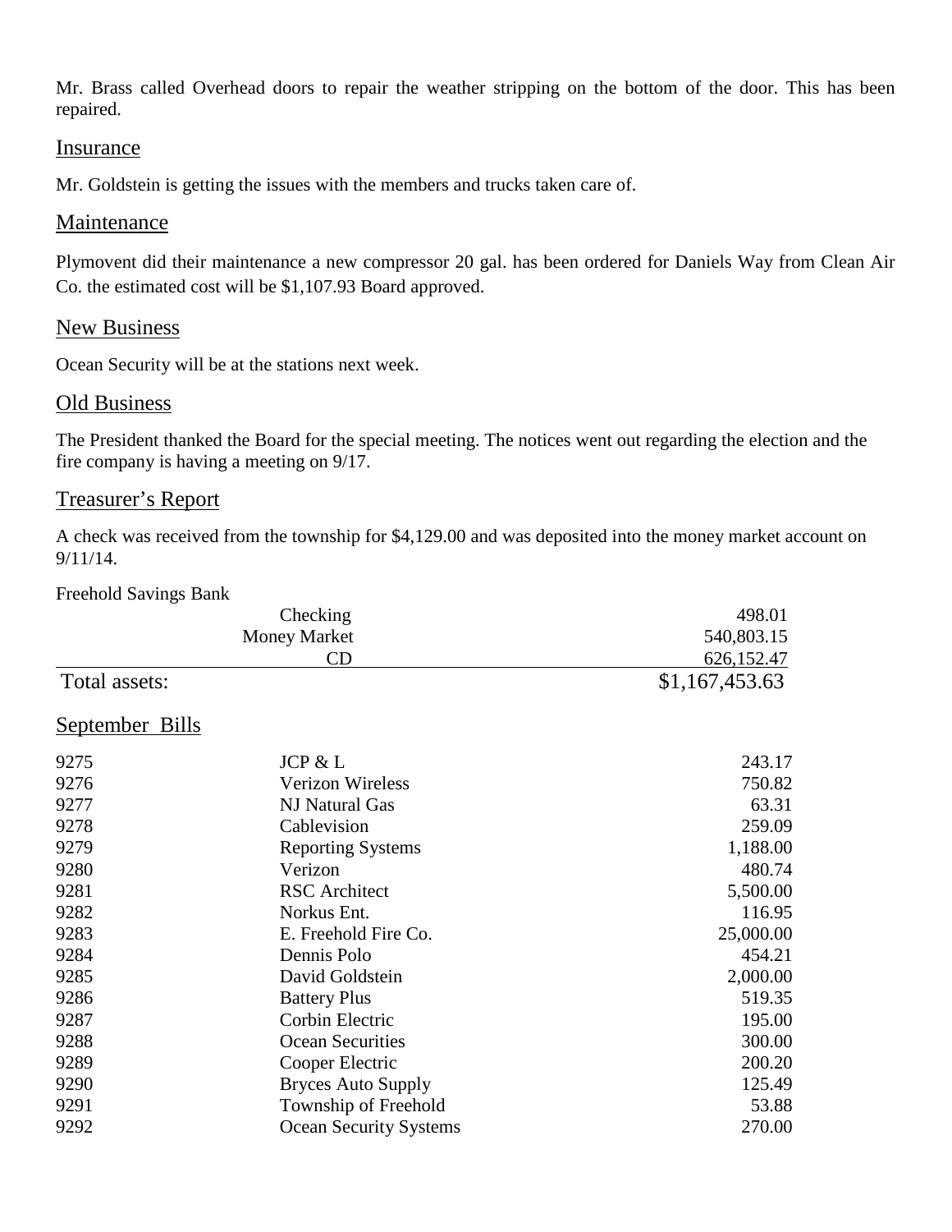Mr. Brass called Overhead doors to repair the weather stripping on the bottom of the door. This has been repaired.

## Insurance

Mr. Goldstein is getting the issues with the members and trucks taken care of.

## Maintenance

Plymovent did their maintenance a new compressor 20 gal. has been ordered for Daniels Way from Clean Air Co. the estimated cost will be $1,107.93 Board approved.

## New Business

Ocean Security will be at the stations next week.

## Old Business

The President thanked the Board for the special meeting. The notices went out regarding the election and the fire company is having a meeting on 9/17.

## Treasurer's Report

A check was received from the township for $4,129.00 and was deposited into the money market account on 9/11/14.

Freehold Savings Bank

| | | |
|---|---|---|
| | Checking | 498.01 |
| | Money Market | 540,803.15 |
| | CD | 626,152.47 |
| Total assets: | | $1,167,453.63 |

## September Bills

| | | |
|---|---|---|
| 9275 | JCP & L | 243.17 |
| 9276 | Verizon Wireless | 750.82 |
| 9277 | NJ Natural Gas | 63.31 |
| 9278 | Cablevision | 259.09 |
| 9279 | Reporting Systems | 1,188.00 |
| 9280 | Verizon | 480.74 |
| 9281 | RSC Architect | 5,500.00 |
| 9282 | Norkus Ent. | 116.95 |
| 9283 | E. Freehold Fire Co. | 25,000.00 |
| 9284 | Dennis Polo | 454.21 |
| 9285 | David Goldstein | 2,000.00 |
| 9286 | Battery Plus | 519.35 |
| 9287 | Corbin Electric | 195.00 |
| 9288 | Ocean Securities | 300.00 |
| 9289 | Cooper Electric | 200.20 |
| 9290 | Bryces Auto Supply | 125.49 |
| 9291 | Township of Freehold | 53.88 |
| 9292 | Ocean Security Systems | 270.00 |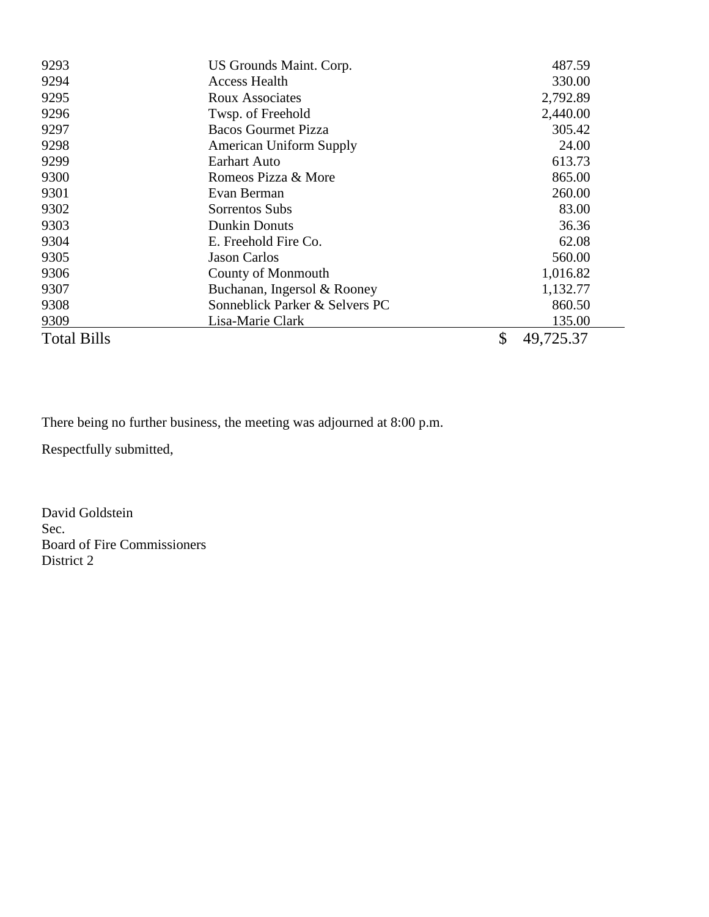| | | |
|---|---|---|
| 9293 | US Grounds Maint. Corp. | 487.59 |
| 9294 | Access Health | 330.00 |
| 9295 | Roux Associates | 2,792.89 |
| 9296 | Twsp. of Freehold | 2,440.00 |
| 9297 | Bacos Gourmet Pizza | 305.42 |
| 9298 | American Uniform Supply | 24.00 |
| 9299 | Earhart Auto | 613.73 |
| 9300 | Romeos Pizza & More | 865.00 |
| 9301 | Evan Berman | 260.00 |
| 9302 | Sorrentos Subs | 83.00 |
| 9303 | Dunkin Donuts | 36.36 |
| 9304 | E. Freehold Fire Co. | 62.08 |
| 9305 | Jason Carlos | 560.00 |
| 9306 | County of Monmouth | 1,016.82 |
| 9307 | Buchanan, Ingersol & Rooney | 1,132.77 |
| 9308 | Sonneblick Parker & Selvers PC | 860.50 |
| 9309 | Lisa-Marie Clark | 135.00 |
| Total Bills | | $ 49,725.37 |

There being no further business, the meeting was adjourned at 8:00 p.m.

Respectfully submitted,

David Goldstein
Sec.
Board of Fire Commissioners
District 2